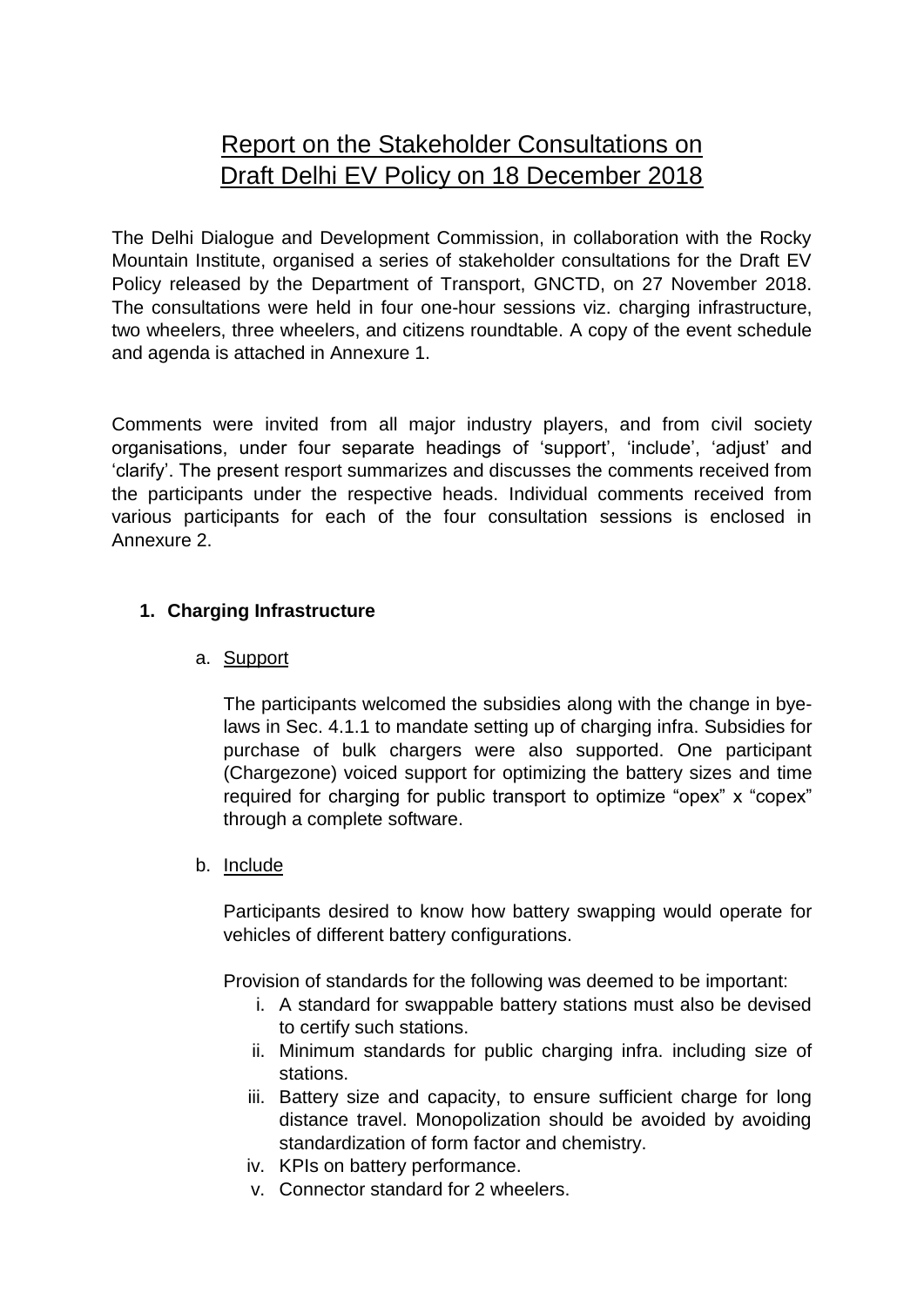# Report on the Stakeholder Consultations on Draft Delhi EV Policy on 18 December 2018

The Delhi Dialogue and Development Commission, in collaboration with the Rocky Mountain Institute, organised a series of stakeholder consultations for the Draft EV Policy released by the Department of Transport, GNCTD, on 27 November 2018. The consultations were held in four one-hour sessions viz. charging infrastructure, two wheelers, three wheelers, and citizens roundtable. A copy of the event schedule and agenda is attached in Annexure 1.

Comments were invited from all major industry players, and from civil society organisations, under four separate headings of 'support', 'include', 'adjust' and 'clarify'. The present resport summarizes and discusses the comments received from the participants under the respective heads. Individual comments received from various participants for each of the four consultation sessions is enclosed in Annexure 2.

## 1. Charging Infrastructure

### a. Support

The participants welcomed the subsidies along with the change in bye-laws in Sec. 4.1.1 to mandate setting up of charging infra. Subsidies for purchase of bulk chargers were also supported. One participant (Chargezone) voiced support for optimizing the battery sizes and time required for charging for public transport to optimize "opex" x "copex" through a complete software.

### b. Include

Participants desired to know how battery swapping would operate for vehicles of different battery configurations.

Provision of standards for the following was deemed to be important:

i. A standard for swappable battery stations must also be devised to certify such stations.
ii. Minimum standards for public charging infra. including size of stations.
iii. Battery size and capacity, to ensure sufficient charge for long distance travel. Monopolization should be avoided by avoiding standardization of form factor and chemistry.
iv. KPIs on battery performance.
v. Connector standard for 2 wheelers.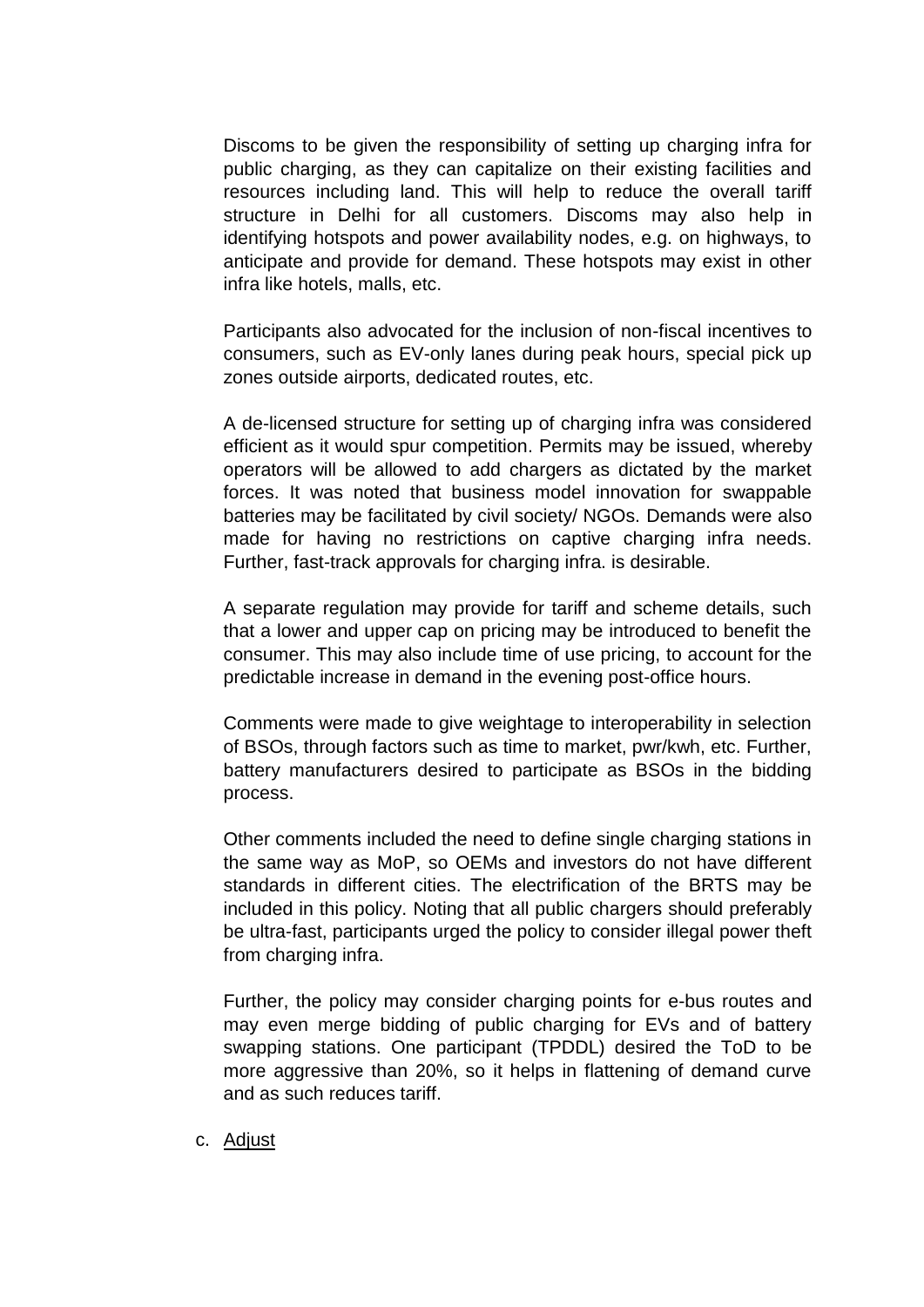Discoms to be given the responsibility of setting up charging infra for public charging, as they can capitalize on their existing facilities and resources including land. This will help to reduce the overall tariff structure in Delhi for all customers. Discoms may also help in identifying hotspots and power availability nodes, e.g. on highways, to anticipate and provide for demand. These hotspots may exist in other infra like hotels, malls, etc.

Participants also advocated for the inclusion of non-fiscal incentives to consumers, such as EV-only lanes during peak hours, special pick up zones outside airports, dedicated routes, etc.

A de-licensed structure for setting up of charging infra was considered efficient as it would spur competition. Permits may be issued, whereby operators will be allowed to add chargers as dictated by the market forces. It was noted that business model innovation for swappable batteries may be facilitated by civil society/ NGOs. Demands were also made for having no restrictions on captive charging infra needs. Further, fast-track approvals for charging infra. is desirable.

A separate regulation may provide for tariff and scheme details, such that a lower and upper cap on pricing may be introduced to benefit the consumer. This may also include time of use pricing, to account for the predictable increase in demand in the evening post-office hours.

Comments were made to give weightage to interoperability in selection of BSOs, through factors such as time to market, pwr/kwh, etc. Further, battery manufacturers desired to participate as BSOs in the bidding process.

Other comments included the need to define single charging stations in the same way as MoP, so OEMs and investors do not have different standards in different cities. The electrification of the BRTS may be included in this policy. Noting that all public chargers should preferably be ultra-fast, participants urged the policy to consider illegal power theft from charging infra.

Further, the policy may consider charging points for e-bus routes and may even merge bidding of public charging for EVs and of battery swapping stations. One participant (TPDDL) desired the ToD to be more aggressive than 20%, so it helps in flattening of demand curve and as such reduces tariff.

c. <u>Adjust</u>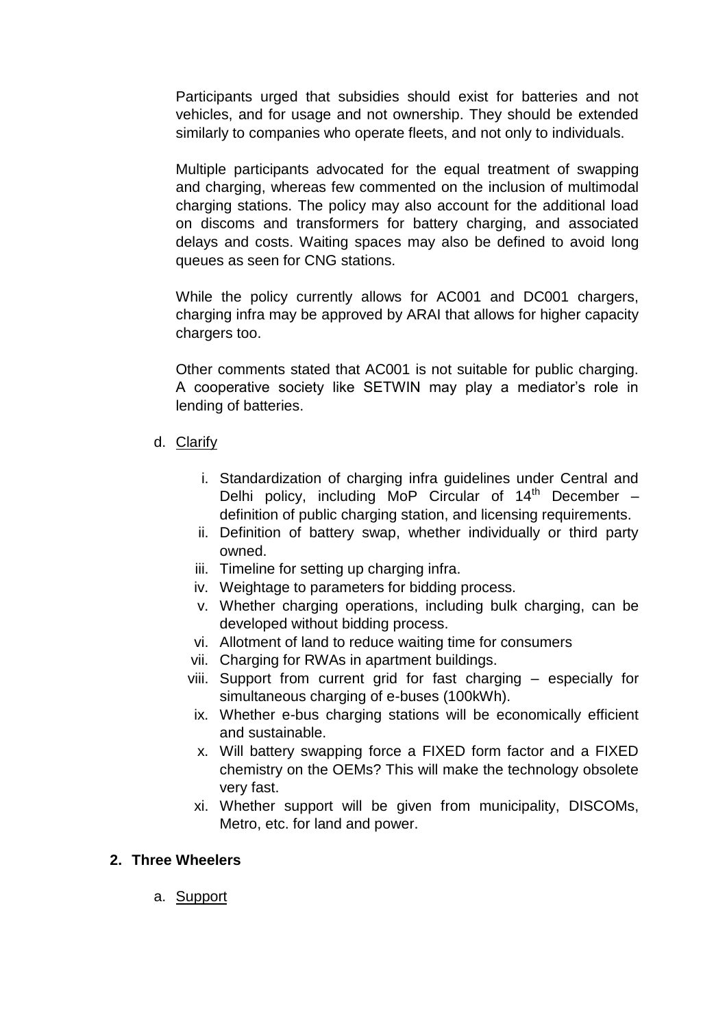Participants urged that subsidies should exist for batteries and not vehicles, and for usage and not ownership. They should be extended similarly to companies who operate fleets, and not only to individuals.

Multiple participants advocated for the equal treatment of swapping and charging, whereas few commented on the inclusion of multimodal charging stations. The policy may also account for the additional load on discoms and transformers for battery charging, and associated delays and costs. Waiting spaces may also be defined to avoid long queues as seen for CNG stations.

While the policy currently allows for AC001 and DC001 chargers, charging infra may be approved by ARAI that allows for higher capacity chargers too.

Other comments stated that AC001 is not suitable for public charging. A cooperative society like SETWIN may play a mediator's role in lending of batteries.

d. Clarify

   i. Standardization of charging infra guidelines under Central and Delhi policy, including MoP Circular of 14th December – definition of public charging station, and licensing requirements.
   ii. Definition of battery swap, whether individually or third party owned.
   iii. Timeline for setting up charging infra.
   iv. Weightage to parameters for bidding process.
   v. Whether charging operations, including bulk charging, can be developed without bidding process.
   vi. Allotment of land to reduce waiting time for consumers
   vii. Charging for RWAs in apartment buildings.
   viii. Support from current grid for fast charging – especially for simultaneous charging of e-buses (100kWh).
   ix. Whether e-bus charging stations will be economically efficient and sustainable.
   x. Will battery swapping force a FIXED form factor and a FIXED chemistry on the OEMs? This will make the technology obsolete very fast.
   xi. Whether support will be given from municipality, DISCOMs, Metro, etc. for land and power.

## 2. Three Wheelers

a. Support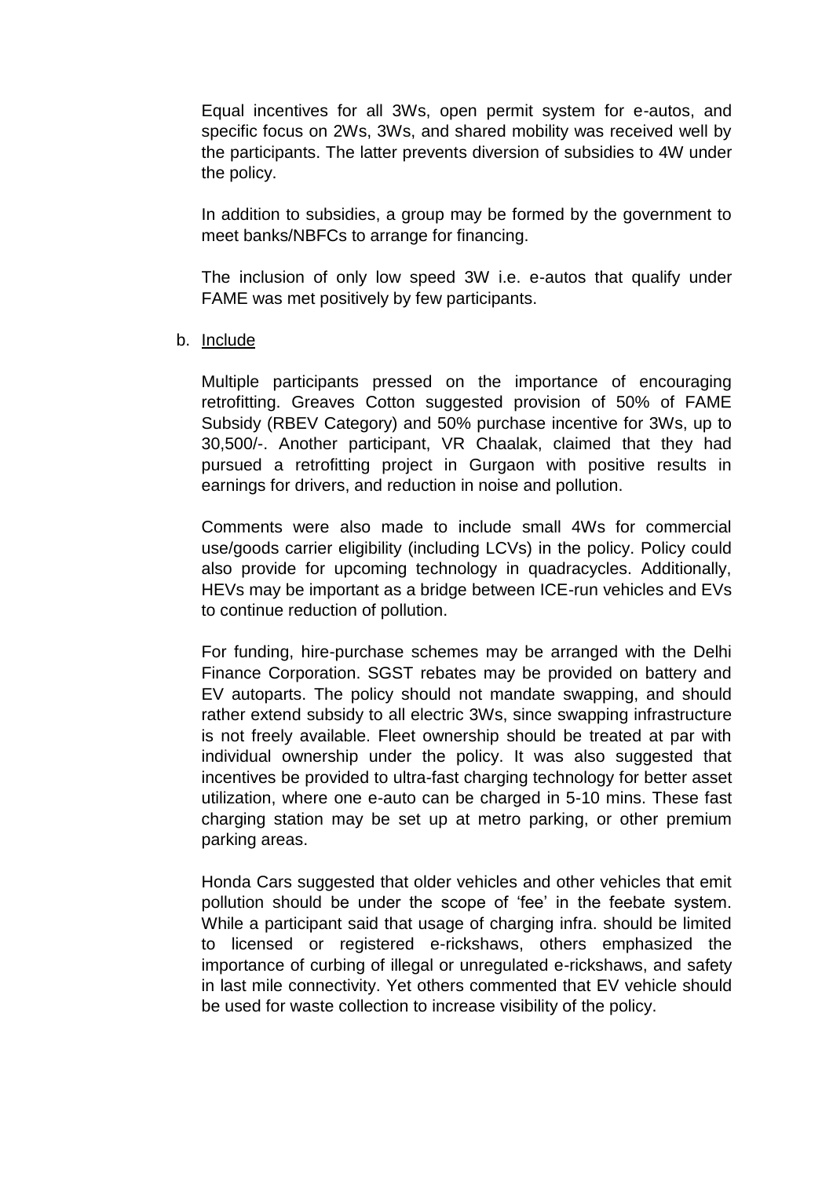Equal incentives for all 3Ws, open permit system for e-autos, and specific focus on 2Ws, 3Ws, and shared mobility was received well by the participants. The latter prevents diversion of subsidies to 4W under the policy.

In addition to subsidies, a group may be formed by the government to meet banks/NBFCs to arrange for financing.

The inclusion of only low speed 3W i.e. e-autos that qualify under FAME was met positively by few participants.

b. Include

Multiple participants pressed on the importance of encouraging retrofitting. Greaves Cotton suggested provision of 50% of FAME Subsidy (RBEV Category) and 50% purchase incentive for 3Ws, up to 30,500/-. Another participant, VR Chaalak, claimed that they had pursued a retrofitting project in Gurgaon with positive results in earnings for drivers, and reduction in noise and pollution.

Comments were also made to include small 4Ws for commercial use/goods carrier eligibility (including LCVs) in the policy. Policy could also provide for upcoming technology in quadracycles. Additionally, HEVs may be important as a bridge between ICE-run vehicles and EVs to continue reduction of pollution.

For funding, hire-purchase schemes may be arranged with the Delhi Finance Corporation. SGST rebates may be provided on battery and EV autoparts. The policy should not mandate swapping, and should rather extend subsidy to all electric 3Ws, since swapping infrastructure is not freely available. Fleet ownership should be treated at par with individual ownership under the policy. It was also suggested that incentives be provided to ultra-fast charging technology for better asset utilization, where one e-auto can be charged in 5-10 mins. These fast charging station may be set up at metro parking, or other premium parking areas.

Honda Cars suggested that older vehicles and other vehicles that emit pollution should be under the scope of 'fee' in the feebate system. While a participant said that usage of charging infra. should be limited to licensed or registered e-rickshaws, others emphasized the importance of curbing of illegal or unregulated e-rickshaws, and safety in last mile connectivity. Yet others commented that EV vehicle should be used for waste collection to increase visibility of the policy.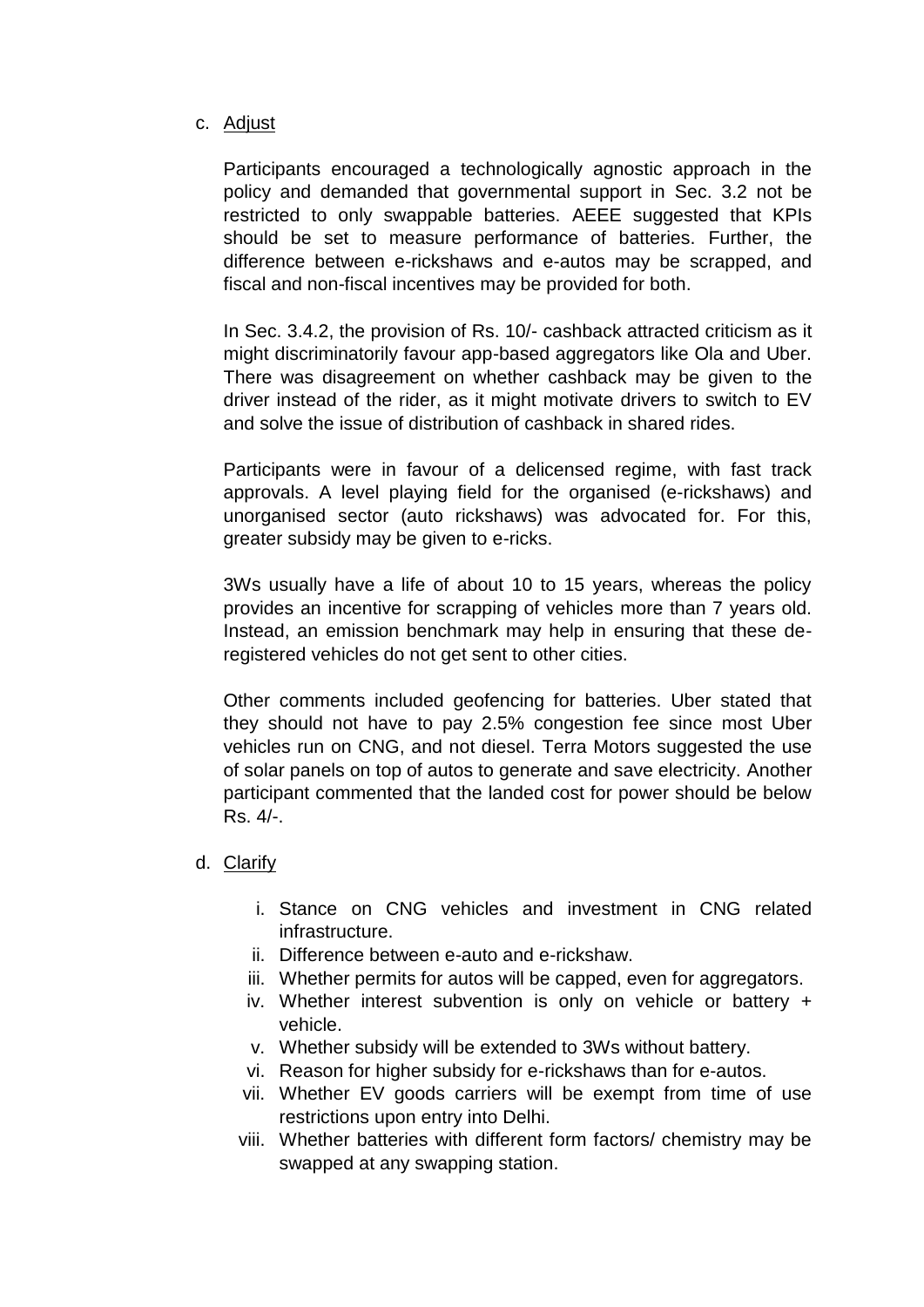c. <u>Adjust</u>

Participants encouraged a technologically agnostic approach in the policy and demanded that governmental support in Sec. 3.2 not be restricted to only swappable batteries. AEEE suggested that KPIs should be set to measure performance of batteries. Further, the difference between e-rickshaws and e-autos may be scrapped, and fiscal and non-fiscal incentives may be provided for both.

In Sec. 3.4.2, the provision of Rs. 10/- cashback attracted criticism as it might discriminatorily favour app-based aggregators like Ola and Uber. There was disagreement on whether cashback may be given to the driver instead of the rider, as it might motivate drivers to switch to EV and solve the issue of distribution of cashback in shared rides.

Participants were in favour of a delicensed regime, with fast track approvals. A level playing field for the organised (e-rickshaws) and unorganised sector (auto rickshaws) was advocated for. For this, greater subsidy may be given to e-ricks.

3Ws usually have a life of about 10 to 15 years, whereas the policy provides an incentive for scrapping of vehicles more than 7 years old. Instead, an emission benchmark may help in ensuring that these de-registered vehicles do not get sent to other cities.

Other comments included geofencing for batteries. Uber stated that they should not have to pay 2.5% congestion fee since most Uber vehicles run on CNG, and not diesel. Terra Motors suggested the use of solar panels on top of autos to generate and save electricity. Another participant commented that the landed cost for power should be below Rs. 4/-.

d. <u>Clarify</u>

i. Stance on CNG vehicles and investment in CNG related infrastructure.
ii. Difference between e-auto and e-rickshaw.
iii. Whether permits for autos will be capped, even for aggregators.
iv. Whether interest subvention is only on vehicle or battery + vehicle.
v. Whether subsidy will be extended to 3Ws without battery.
vi. Reason for higher subsidy for e-rickshaws than for e-autos.
vii. Whether EV goods carriers will be exempt from time of use restrictions upon entry into Delhi.
viii. Whether batteries with different form factors/ chemistry may be swapped at any swapping station.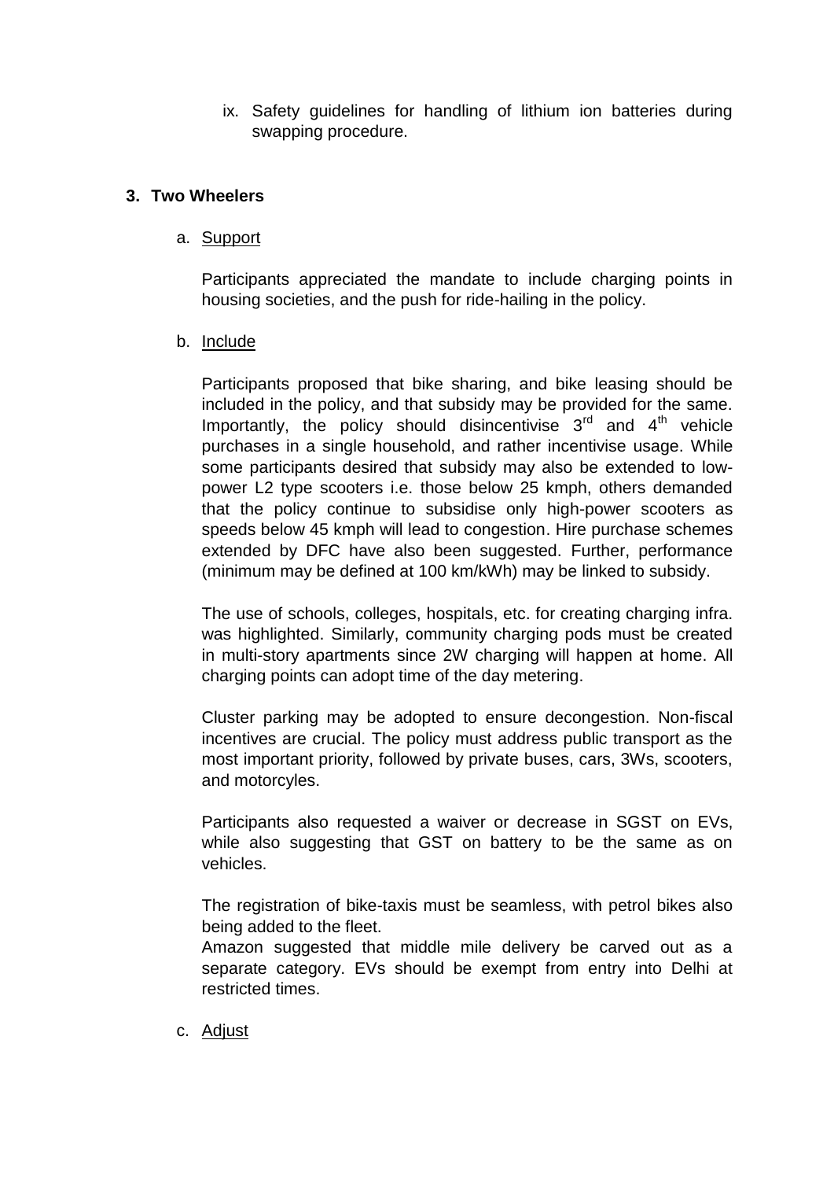ix. Safety guidelines for handling of lithium ion batteries during swapping procedure.

## 3. Two Wheelers

a. Support

Participants appreciated the mandate to include charging points in housing societies, and the push for ride-hailing in the policy.

b. Include

Participants proposed that bike sharing, and bike leasing should be included in the policy, and that subsidy may be provided for the same. Importantly, the policy should disincentivise 3rd and 4th vehicle purchases in a single household, and rather incentivise usage. While some participants desired that subsidy may also be extended to low-power L2 type scooters i.e. those below 25 kmph, others demanded that the policy continue to subsidise only high-power scooters as speeds below 45 kmph will lead to congestion. Hire purchase schemes extended by DFC have also been suggested. Further, performance (minimum may be defined at 100 km/kWh) may be linked to subsidy.

The use of schools, colleges, hospitals, etc. for creating charging infra. was highlighted. Similarly, community charging pods must be created in multi-story apartments since 2W charging will happen at home. All charging points can adopt time of the day metering.

Cluster parking may be adopted to ensure decongestion. Non-fiscal incentives are crucial. The policy must address public transport as the most important priority, followed by private buses, cars, 3Ws, scooters, and motorcyles.

Participants also requested a waiver or decrease in SGST on EVs, while also suggesting that GST on battery to be the same as on vehicles.

The registration of bike-taxis must be seamless, with petrol bikes also being added to the fleet.
Amazon suggested that middle mile delivery be carved out as a separate category. EVs should be exempt from entry into Delhi at restricted times.

c. Adjust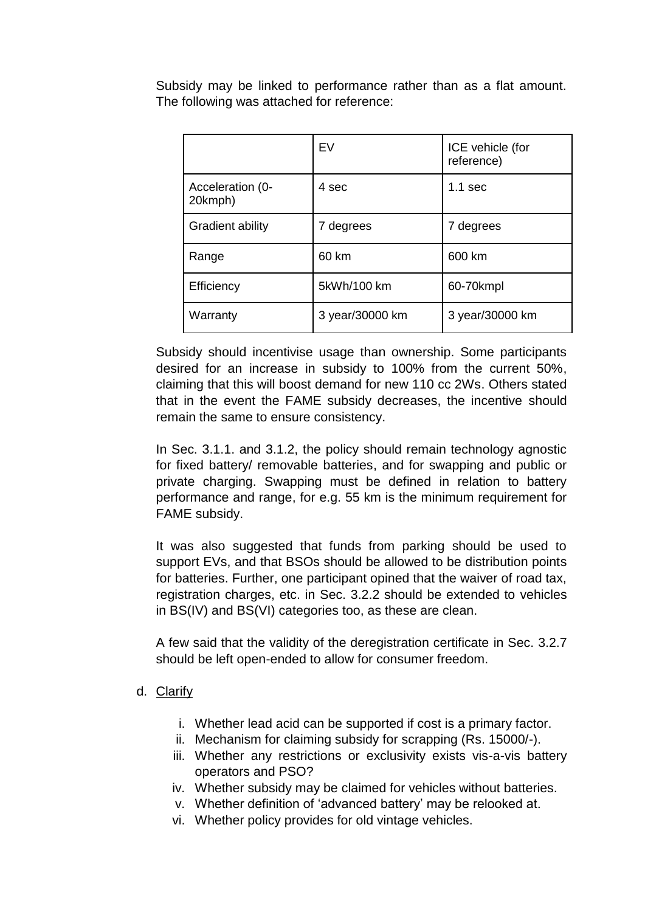Subsidy may be linked to performance rather than as a flat amount. The following was attached for reference:

| | EV | ICE vehicle (for reference) |
|---|---|---|
| Acceleration (0-20kmph) | 4 sec | 1.1 sec |
| Gradient ability | 7 degrees | 7 degrees |
| Range | 60 km | 600 km |
| Efficiency | 5kWh/100 km | 60-70kmpl |
| Warranty | 3 year/30000 km | 3 year/30000 km |

Subsidy should incentivise usage than ownership. Some participants desired for an increase in subsidy to 100% from the current 50%, claiming that this will boost demand for new 110 cc 2Ws. Others stated that in the event the FAME subsidy decreases, the incentive should remain the same to ensure consistency.

In Sec. 3.1.1. and 3.1.2, the policy should remain technology agnostic for fixed battery/ removable batteries, and for swapping and public or private charging. Swapping must be defined in relation to battery performance and range, for e.g. 55 km is the minimum requirement for FAME subsidy.

It was also suggested that funds from parking should be used to support EVs, and that BSOs should be allowed to be distribution points for batteries. Further, one participant opined that the waiver of road tax, registration charges, etc. in Sec. 3.2.2 should be extended to vehicles in BS(IV) and BS(VI) categories too, as these are clean.

A few said that the validity of the deregistration certificate in Sec. 3.2.7 should be left open-ended to allow for consumer freedom.

d. Clarify

i. Whether lead acid can be supported if cost is a primary factor.
ii. Mechanism for claiming subsidy for scrapping (Rs. 15000/-).
iii. Whether any restrictions or exclusivity exists vis-a-vis battery operators and PSO?
iv. Whether subsidy may be claimed for vehicles without batteries.
v. Whether definition of 'advanced battery' may be relooked at.
vi. Whether policy provides for old vintage vehicles.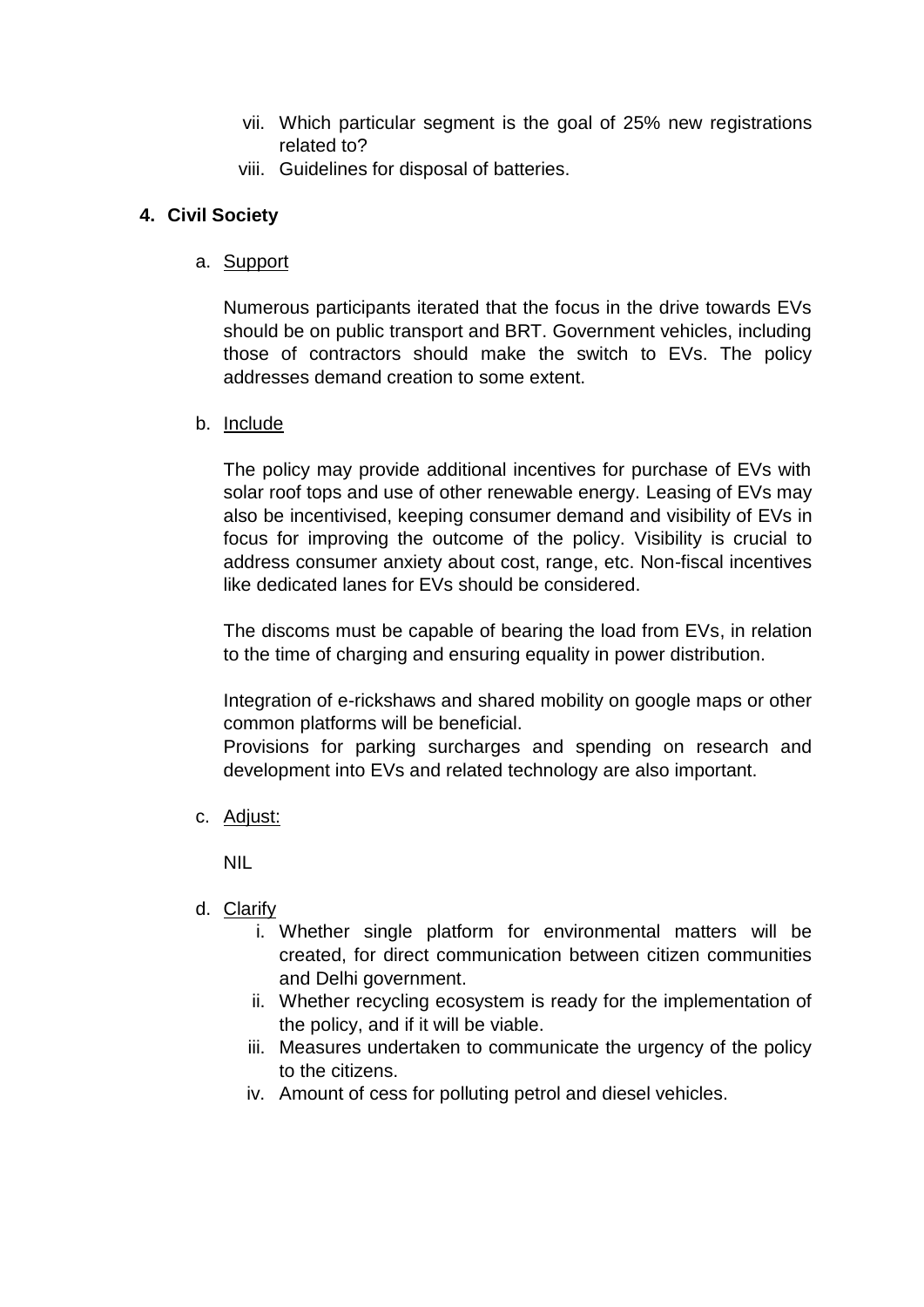vii. Which particular segment is the goal of 25% new registrations related to?

viii. Guidelines for disposal of batteries.

## 4. Civil Society

a. <u>Support</u>

Numerous participants iterated that the focus in the drive towards EVs should be on public transport and BRT. Government vehicles, including those of contractors should make the switch to EVs. The policy addresses demand creation to some extent.

b. <u>Include</u>

The policy may provide additional incentives for purchase of EVs with solar roof tops and use of other renewable energy. Leasing of EVs may also be incentivised, keeping consumer demand and visibility of EVs in focus for improving the outcome of the policy. Visibility is crucial to address consumer anxiety about cost, range, etc. Non-fiscal incentives like dedicated lanes for EVs should be considered.

The discoms must be capable of bearing the load from EVs, in relation to the time of charging and ensuring equality in power distribution.

Integration of e-rickshaws and shared mobility on google maps or other common platforms will be beneficial.
Provisions for parking surcharges and spending on research and development into EVs and related technology are also important.

c. <u>Adjust:</u>

NIL

d. <u>Clarify</u>

i. Whether single platform for environmental matters will be created, for direct communication between citizen communities and Delhi government.

ii. Whether recycling ecosystem is ready for the implementation of the policy, and if it will be viable.

iii. Measures undertaken to communicate the urgency of the policy to the citizens.

iv. Amount of cess for polluting petrol and diesel vehicles.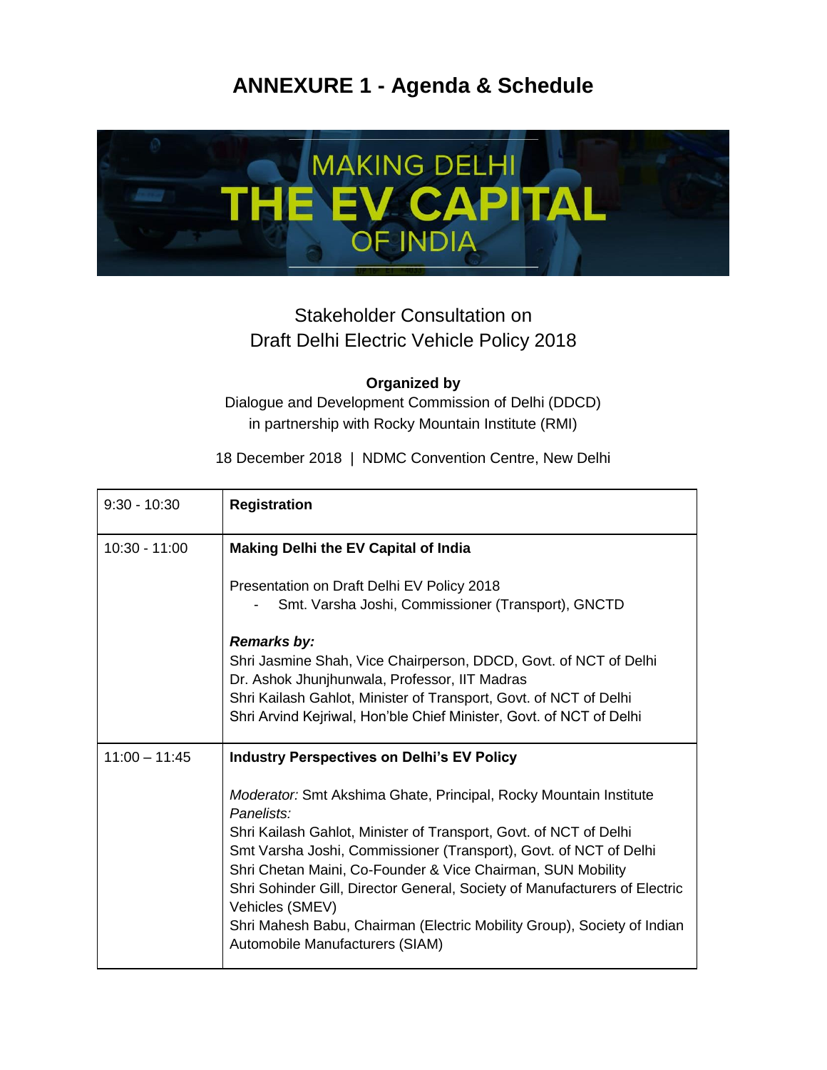# ANNEXURE 1 - Agenda & Schedule

MAKING DELHI
THE EV CAPITAL
OF INDIA

Stakeholder Consultation on
Draft Delhi Electric Vehicle Policy 2018

**Organized by**
Dialogue and Development Commission of Delhi (DDCD)
in partnership with Rocky Mountain Institute (RMI)

18 December 2018 | NDMC Convention Centre, New Delhi

| Time | Session |
|---|---|
| 9:30 - 10:30 | **Registration** |
| 10:30 - 11:00 | **Making Delhi the EV Capital of India**<br><br>Presentation on Draft Delhi EV Policy 2018<br>- Smt. Varsha Joshi, Commissioner (Transport), GNCTD<br><br>***Remarks by:***<br>Shri Jasmine Shah, Vice Chairperson, DDCD, Govt. of NCT of Delhi<br>Dr. Ashok Jhunjhunwala, Professor, IIT Madras<br>Shri Kailash Gahlot, Minister of Transport, Govt. of NCT of Delhi<br>Shri Arvind Kejriwal, Hon'ble Chief Minister, Govt. of NCT of Delhi |
| 11:00 – 11:45 | **Industry Perspectives on Delhi's EV Policy**<br><br>*Moderator:* Smt Akshima Ghate, Principal, Rocky Mountain Institute<br>*Panelists:*<br>Shri Kailash Gahlot, Minister of Transport, Govt. of NCT of Delhi<br>Smt Varsha Joshi, Commissioner (Transport), Govt. of NCT of Delhi<br>Shri Chetan Maini, Co-Founder & Vice Chairman, SUN Mobility<br>Shri Sohinder Gill, Director General, Society of Manufacturers of Electric Vehicles (SMEV)<br>Shri Mahesh Babu, Chairman (Electric Mobility Group), Society of Indian Automobile Manufacturers (SIAM) |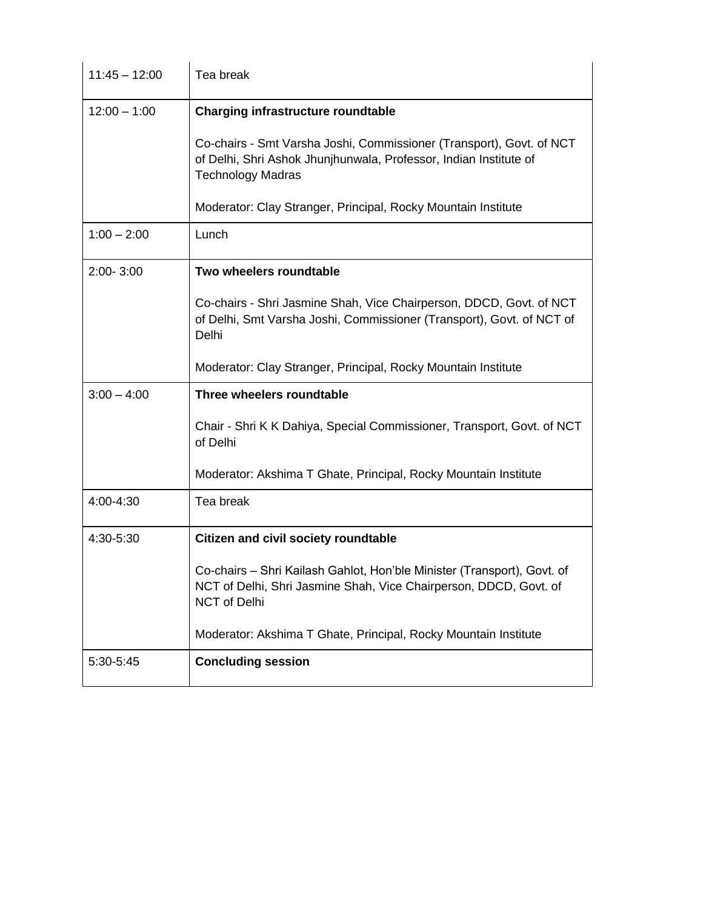| | |
|---|---|
| 11:45 – 12:00 | Tea break |
| 12:00 – 1:00 | **Charging infrastructure roundtable**<br><br>Co-chairs - Smt Varsha Joshi, Commissioner (Transport), Govt. of NCT of Delhi, Shri Ashok Jhunjhunwala, Professor, Indian Institute of Technology Madras<br><br>Moderator: Clay Stranger, Principal, Rocky Mountain Institute |
| 1:00 – 2:00 | Lunch |
| 2:00- 3:00 | **Two wheelers roundtable**<br><br>Co-chairs - Shri Jasmine Shah, Vice Chairperson, DDCD, Govt. of NCT of Delhi, Smt Varsha Joshi, Commissioner (Transport), Govt. of NCT of Delhi<br><br>Moderator: Clay Stranger, Principal, Rocky Mountain Institute |
| 3:00 – 4:00 | **Three wheelers roundtable**<br><br>Chair - Shri K K Dahiya, Special Commissioner, Transport, Govt. of NCT of Delhi<br><br>Moderator: Akshima T Ghate, Principal, Rocky Mountain Institute |
| 4:00-4:30 | Tea break |
| 4:30-5:30 | **Citizen and civil society roundtable**<br><br>Co-chairs – Shri Kailash Gahlot, Hon'ble Minister (Transport), Govt. of NCT of Delhi, Shri Jasmine Shah, Vice Chairperson, DDCD, Govt. of NCT of Delhi<br><br>Moderator: Akshima T Ghate, Principal, Rocky Mountain Institute |
| 5:30-5:45 | **Concluding session** |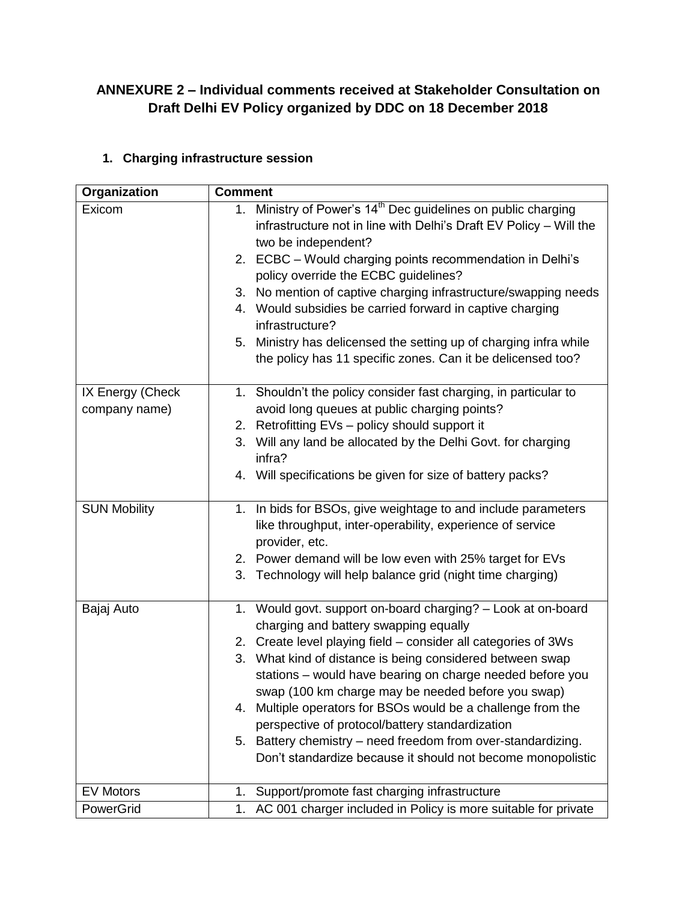## ANNEXURE 2 – Individual comments received at Stakeholder Consultation on Draft Delhi EV Policy organized by DDC on 18 December 2018

### 1. Charging infrastructure session

| Organization | Comment |
|---|---|
| Exicom | 1. Ministry of Power's 14th Dec guidelines on public charging infrastructure not in line with Delhi's Draft EV Policy – Will the two be independent?<br>2. ECBC – Would charging points recommendation in Delhi's policy override the ECBC guidelines?<br>3. No mention of captive charging infrastructure/swapping needs<br>4. Would subsidies be carried forward in captive charging infrastructure?<br>5. Ministry has delicensed the setting up of charging infra while the policy has 11 specific zones. Can it be delicensed too? |
| IX Energy (Check company name) | 1. Shouldn't the policy consider fast charging, in particular to avoid long queues at public charging points?<br>2. Retrofitting EVs – policy should support it<br>3. Will any land be allocated by the Delhi Govt. for charging infra?<br>4. Will specifications be given for size of battery packs? |
| SUN Mobility | 1. In bids for BSOs, give weightage to and include parameters like throughput, inter-operability, experience of service provider, etc.<br>2. Power demand will be low even with 25% target for EVs<br>3. Technology will help balance grid (night time charging) |
| Bajaj Auto | 1. Would govt. support on-board charging? – Look at on-board charging and battery swapping equally<br>2. Create level playing field – consider all categories of 3Ws<br>3. What kind of distance is being considered between swap stations – would have bearing on charge needed before you swap (100 km charge may be needed before you swap)<br>4. Multiple operators for BSOs would be a challenge from the perspective of protocol/battery standardization<br>5. Battery chemistry – need freedom from over-standardizing. Don't standardize because it should not become monopolistic |
| EV Motors | 1. Support/promote fast charging infrastructure |
| PowerGrid | 1. AC 001 charger included in Policy is more suitable for private |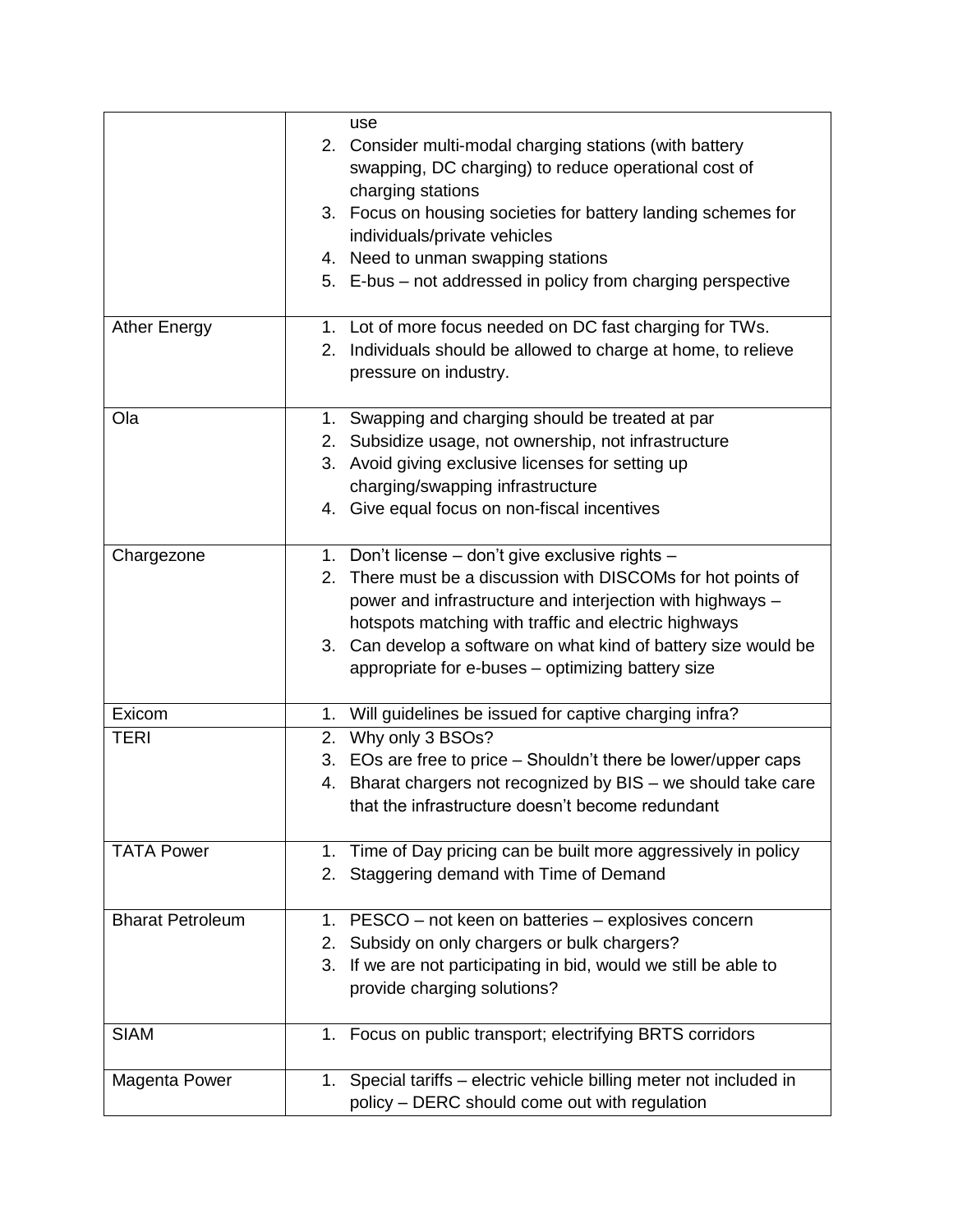| | |
|---|---|
| | use<br>2. Consider multi-modal charging stations (with battery swapping, DC charging) to reduce operational cost of charging stations<br>3. Focus on housing societies for battery landing schemes for individuals/private vehicles<br>4. Need to unman swapping stations<br>5. E-bus – not addressed in policy from charging perspective |
| Ather Energy | 1. Lot of more focus needed on DC fast charging for TWs.<br>2. Individuals should be allowed to charge at home, to relieve pressure on industry. |
| Ola | 1. Swapping and charging should be treated at par<br>2. Subsidize usage, not ownership, not infrastructure<br>3. Avoid giving exclusive licenses for setting up charging/swapping infrastructure<br>4. Give equal focus on non-fiscal incentives |
| Chargezone | 1. Don't license – don't give exclusive rights –<br>2. There must be a discussion with DISCOMs for hot points of power and infrastructure and interjection with highways – hotspots matching with traffic and electric highways<br>3. Can develop a software on what kind of battery size would be appropriate for e-buses – optimizing battery size |
| Exicom | 1. Will guidelines be issued for captive charging infra? |
| TERI | 2. Why only 3 BSOs?<br>3. EOs are free to price – Shouldn't there be lower/upper caps<br>4. Bharat chargers not recognized by BIS – we should take care that the infrastructure doesn't become redundant |
| TATA Power | 1. Time of Day pricing can be built more aggressively in policy<br>2. Staggering demand with Time of Demand |
| Bharat Petroleum | 1. PESCO – not keen on batteries – explosives concern<br>2. Subsidy on only chargers or bulk chargers?<br>3. If we are not participating in bid, would we still be able to provide charging solutions? |
| SIAM | 1. Focus on public transport; electrifying BRTS corridors |
| Magenta Power | 1. Special tariffs – electric vehicle billing meter not included in policy – DERC should come out with regulation |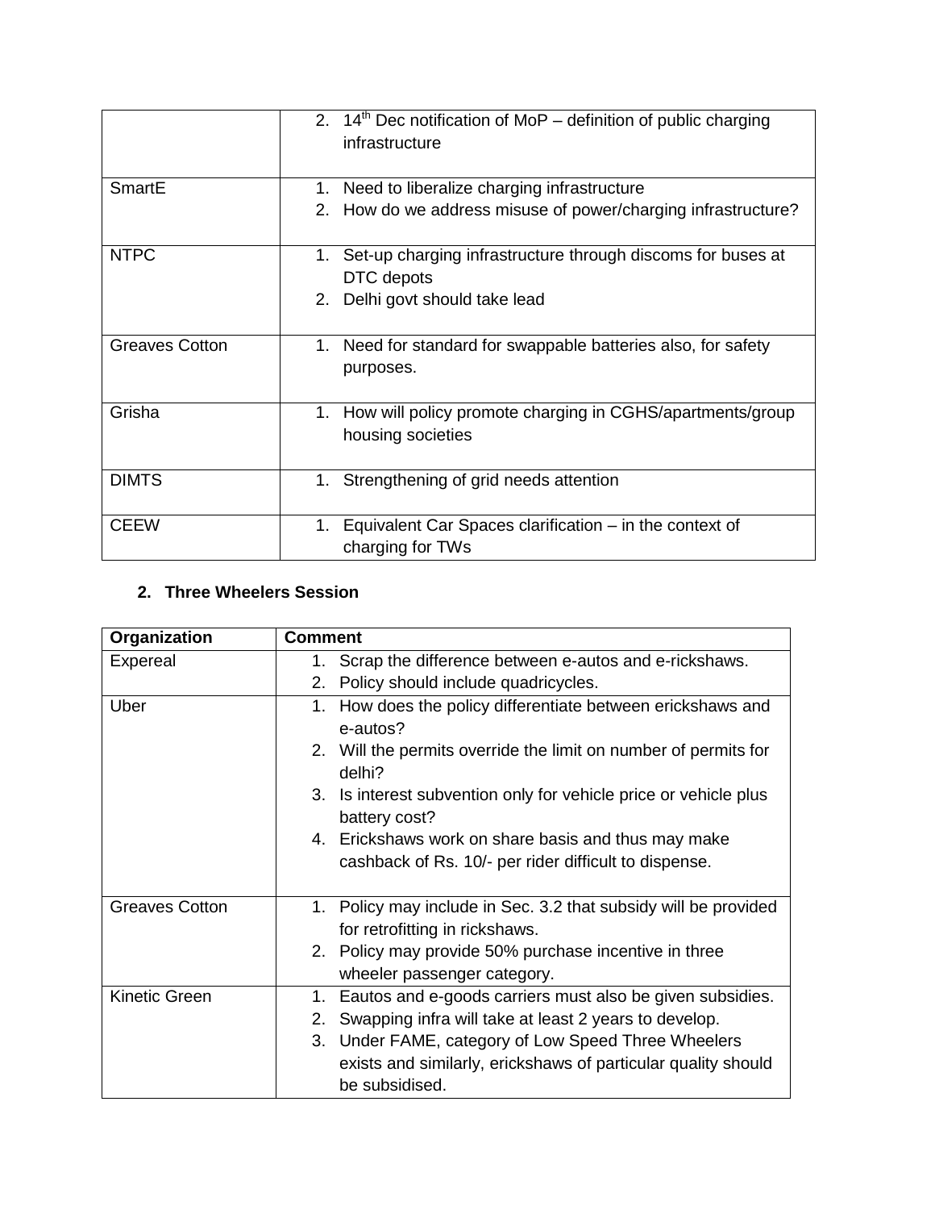| | |
|---|---|
| | 2. 14th Dec notification of MoP – definition of public charging infrastructure |
| SmartE | 1. Need to liberalize charging infrastructure<br>2. How do we address misuse of power/charging infrastructure? |
| NTPC | 1. Set-up charging infrastructure through discoms for buses at DTC depots<br>2. Delhi govt should take lead |
| Greaves Cotton | 1. Need for standard for swappable batteries also, for safety purposes. |
| Grisha | 1. How will policy promote charging in CGHS/apartments/group housing societies |
| DIMTS | 1. Strengthening of grid needs attention |
| CEEW | 1. Equivalent Car Spaces clarification – in the context of charging for TWs |

## 2. Three Wheelers Session

| Organization | Comment |
|---|---|
| Expereal | 1. Scrap the difference between e-autos and e-rickshaws.<br>2. Policy should include quadricycles. |
| Uber | 1. How does the policy differentiate between erickshaws and e-autos?<br>2. Will the permits override the limit on number of permits for delhi?<br>3. Is interest subvention only for vehicle price or vehicle plus battery cost?<br>4. Erickshaws work on share basis and thus may make cashback of Rs. 10/- per rider difficult to dispense. |
| Greaves Cotton | 1. Policy may include in Sec. 3.2 that subsidy will be provided for retrofitting in rickshaws.<br>2. Policy may provide 50% purchase incentive in three wheeler passenger category. |
| Kinetic Green | 1. Eautos and e-goods carriers must also be given subsidies.<br>2. Swapping infra will take at least 2 years to develop.<br>3. Under FAME, category of Low Speed Three Wheelers exists and similarly, erickshaws of particular quality should be subsidised. |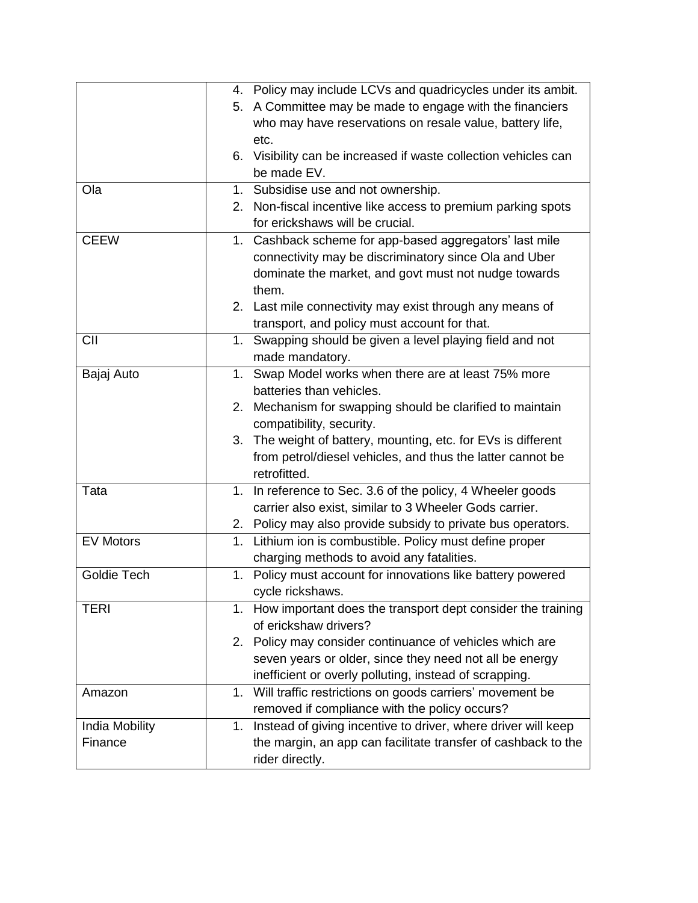| | |
|---|---|
| | 4. Policy may include LCVs and quadricycles under its ambit.<br>5. A Committee may be made to engage with the financiers who may have reservations on resale value, battery life, etc.<br>6. Visibility can be increased if waste collection vehicles can be made EV. |
| Ola | 1. Subsidise use and not ownership.<br>2. Non-fiscal incentive like access to premium parking spots for erickshaws will be crucial. |
| CEEW | 1. Cashback scheme for app-based aggregators' last mile connectivity may be discriminatory since Ola and Uber dominate the market, and govt must not nudge towards them.<br>2. Last mile connectivity may exist through any means of transport, and policy must account for that. |
| CII | 1. Swapping should be given a level playing field and not made mandatory. |
| Bajaj Auto | 1. Swap Model works when there are at least 75% more batteries than vehicles.<br>2. Mechanism for swapping should be clarified to maintain compatibility, security.<br>3. The weight of battery, mounting, etc. for EVs is different from petrol/diesel vehicles, and thus the latter cannot be retrofitted. |
| Tata | 1. In reference to Sec. 3.6 of the policy, 4 Wheeler goods carrier also exist, similar to 3 Wheeler Gods carrier.<br>2. Policy may also provide subsidy to private bus operators. |
| EV Motors | 1. Lithium ion is combustible. Policy must define proper charging methods to avoid any fatalities. |
| Goldie Tech | 1. Policy must account for innovations like battery powered cycle rickshaws. |
| TERI | 1. How important does the transport dept consider the training of erickshaw drivers?<br>2. Policy may consider continuance of vehicles which are seven years or older, since they need not all be energy inefficient or overly polluting, instead of scrapping. |
| Amazon | 1. Will traffic restrictions on goods carriers' movement be removed if compliance with the policy occurs? |
| India Mobility Finance | 1. Instead of giving incentive to driver, where driver will keep the margin, an app can facilitate transfer of cashback to the rider directly. |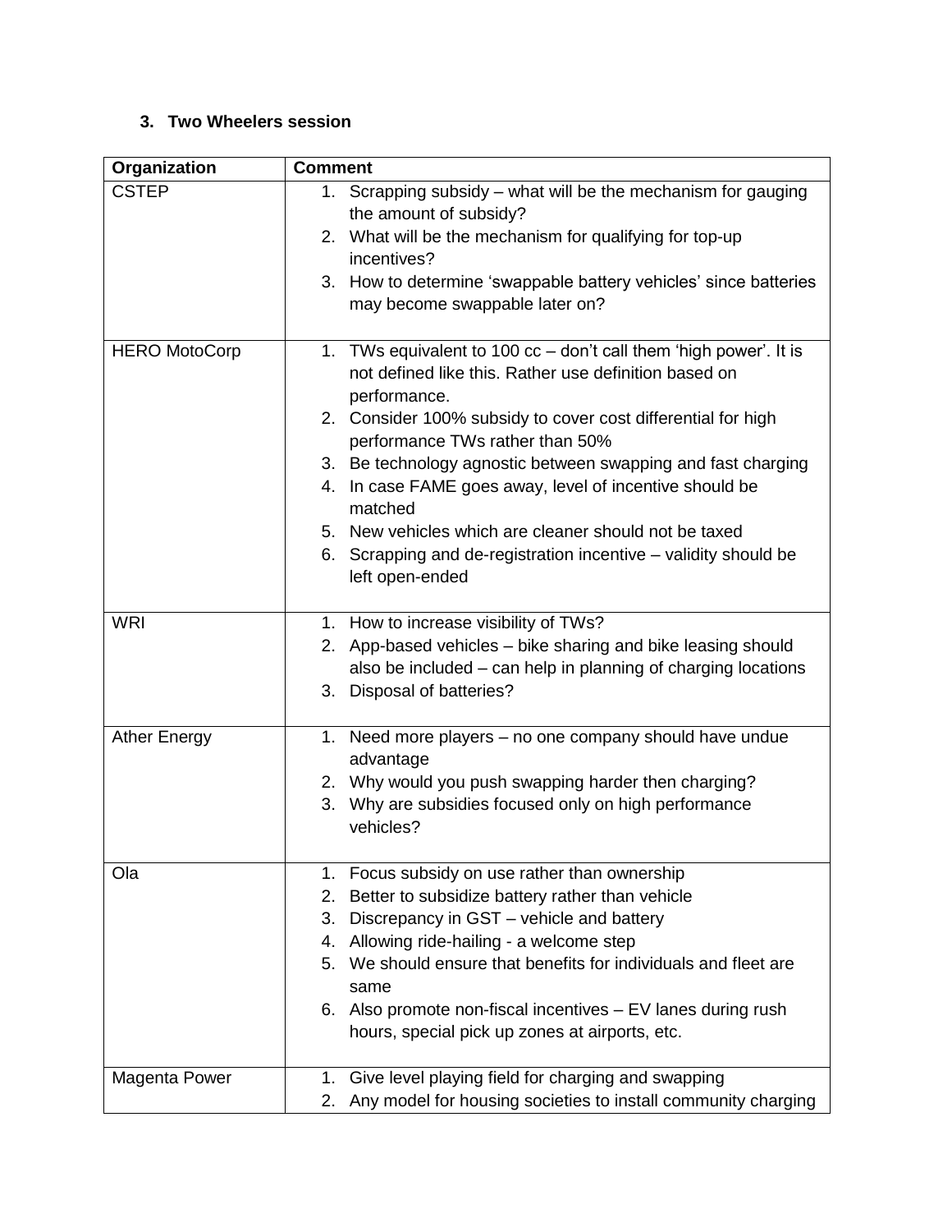### 3. Two Wheelers session

| Organization | Comment |
|---|---|
| CSTEP | 1. Scrapping subsidy – what will be the mechanism for gauging the amount of subsidy?<br>2. What will be the mechanism for qualifying for top-up incentives?<br>3. How to determine 'swappable battery vehicles' since batteries may become swappable later on? |
| HERO MotoCorp | 1. TWs equivalent to 100 cc – don't call them 'high power'. It is not defined like this. Rather use definition based on performance.<br>2. Consider 100% subsidy to cover cost differential for high performance TWs rather than 50%<br>3. Be technology agnostic between swapping and fast charging<br>4. In case FAME goes away, level of incentive should be matched<br>5. New vehicles which are cleaner should not be taxed<br>6. Scrapping and de-registration incentive – validity should be left open-ended |
| WRI | 1. How to increase visibility of TWs?<br>2. App-based vehicles – bike sharing and bike leasing should also be included – can help in planning of charging locations<br>3. Disposal of batteries? |
| Ather Energy | 1. Need more players – no one company should have undue advantage<br>2. Why would you push swapping harder then charging?<br>3. Why are subsidies focused only on high performance vehicles? |
| Ola | 1. Focus subsidy on use rather than ownership<br>2. Better to subsidize battery rather than vehicle<br>3. Discrepancy in GST – vehicle and battery<br>4. Allowing ride-hailing - a welcome step<br>5. We should ensure that benefits for individuals and fleet are same<br>6. Also promote non-fiscal incentives – EV lanes during rush hours, special pick up zones at airports, etc. |
| Magenta Power | 1. Give level playing field for charging and swapping<br>2. Any model for housing societies to install community charging |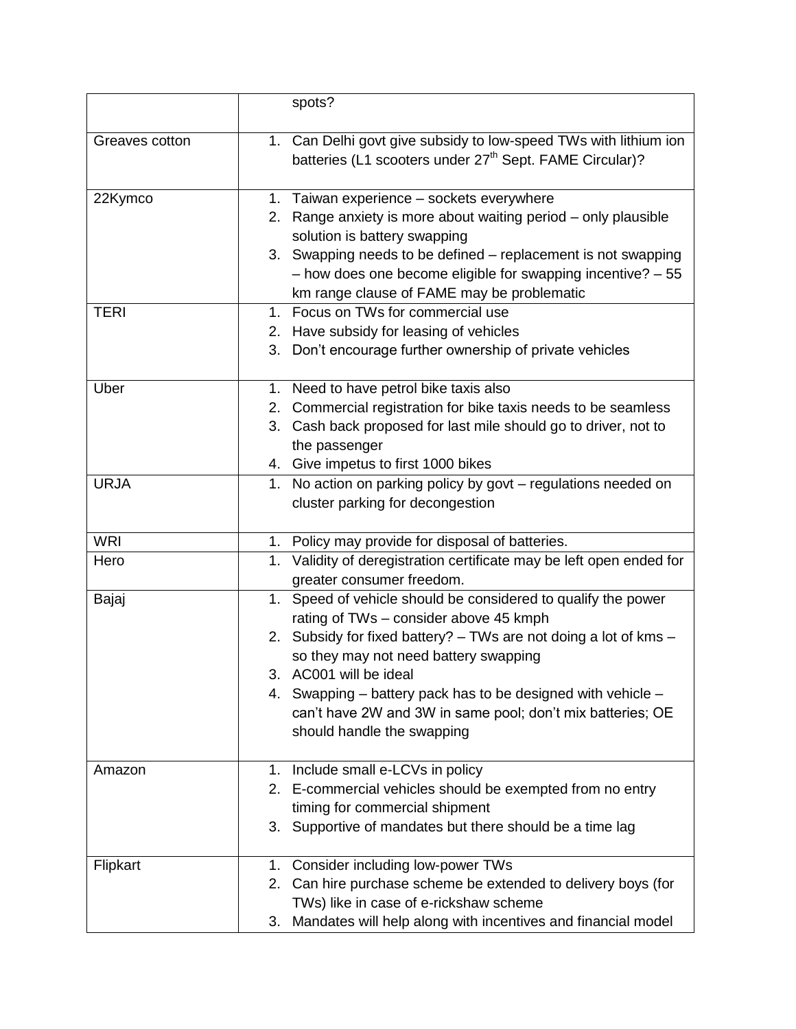|  |  |
|---|---|
|  | spots? |
| Greaves cotton | 1. Can Delhi govt give subsidy to low-speed TWs with lithium ion batteries (L1 scooters under 27th Sept. FAME Circular)? |
| 22Kymco | 1. Taiwan experience – sockets everywhere<br>2. Range anxiety is more about waiting period – only plausible solution is battery swapping<br>3. Swapping needs to be defined – replacement is not swapping – how does one become eligible for swapping incentive? – 55 km range clause of FAME may be problematic |
| TERI | 1. Focus on TWs for commercial use<br>2. Have subsidy for leasing of vehicles<br>3. Don't encourage further ownership of private vehicles |
| Uber | 1. Need to have petrol bike taxis also<br>2. Commercial registration for bike taxis needs to be seamless<br>3. Cash back proposed for last mile should go to driver, not to the passenger<br>4. Give impetus to first 1000 bikes |
| URJA | 1. No action on parking policy by govt – regulations needed on cluster parking for decongestion |
| WRI | 1. Policy may provide for disposal of batteries. |
| Hero | 1. Validity of deregistration certificate may be left open ended for greater consumer freedom. |
| Bajaj | 1. Speed of vehicle should be considered to qualify the power rating of TWs – consider above 45 kmph<br>2. Subsidy for fixed battery? – TWs are not doing a lot of kms – so they may not need battery swapping<br>3. AC001 will be ideal<br>4. Swapping – battery pack has to be designed with vehicle – can't have 2W and 3W in same pool; don't mix batteries; OE should handle the swapping |
| Amazon | 1. Include small e-LCVs in policy<br>2. E-commercial vehicles should be exempted from no entry timing for commercial shipment<br>3. Supportive of mandates but there should be a time lag |
| Flipkart | 1. Consider including low-power TWs<br>2. Can hire purchase scheme be extended to delivery boys (for TWs) like in case of e-rickshaw scheme<br>3. Mandates will help along with incentives and financial model |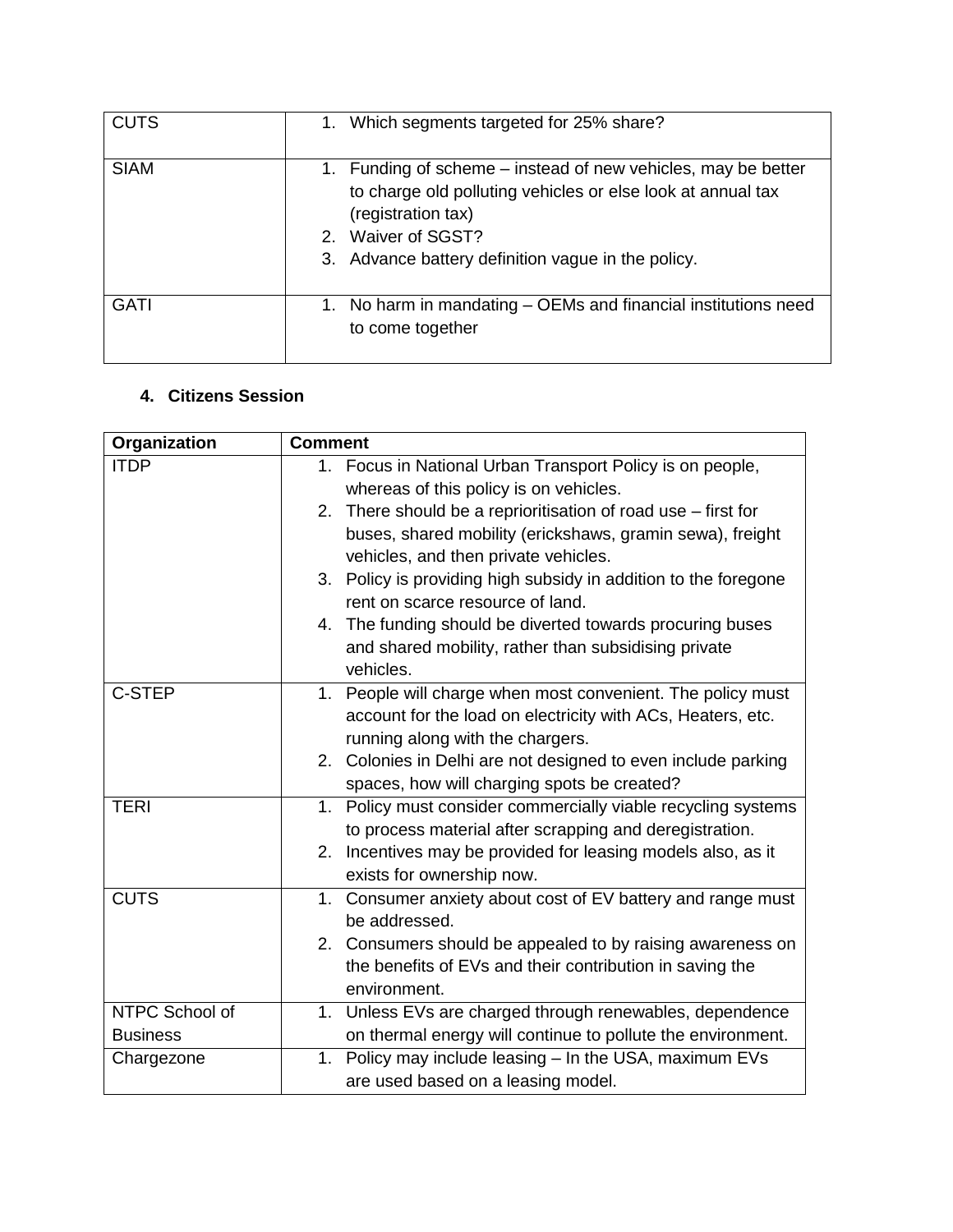| | |
|---|---|
| CUTS | 1. Which segments targeted for 25% share? |
| SIAM | 1. Funding of scheme – instead of new vehicles, may be better to charge old polluting vehicles or else look at annual tax (registration tax)<br>2. Waiver of SGST?<br>3. Advance battery definition vague in the policy. |
| GATI | 1. No harm in mandating – OEMs and financial institutions need to come together |

## 4. Citizens Session

| Organization | Comment |
|---|---|
| ITDP | 1. Focus in National Urban Transport Policy is on people, whereas of this policy is on vehicles.<br>2. There should be a reprioritisation of road use – first for buses, shared mobility (erickshaws, gramin sewa), freight vehicles, and then private vehicles.<br>3. Policy is providing high subsidy in addition to the foregone rent on scarce resource of land.<br>4. The funding should be diverted towards procuring buses and shared mobility, rather than subsidising private vehicles. |
| C-STEP | 1. People will charge when most convenient. The policy must account for the load on electricity with ACs, Heaters, etc. running along with the chargers.<br>2. Colonies in Delhi are not designed to even include parking spaces, how will charging spots be created? |
| TERI | 1. Policy must consider commercially viable recycling systems to process material after scrapping and deregistration.<br>2. Incentives may be provided for leasing models also, as it exists for ownership now. |
| CUTS | 1. Consumer anxiety about cost of EV battery and range must be addressed.<br>2. Consumers should be appealed to by raising awareness on the benefits of EVs and their contribution in saving the environment. |
| NTPC School of Business | 1. Unless EVs are charged through renewables, dependence on thermal energy will continue to pollute the environment. |
| Chargezone | 1. Policy may include leasing – In the USA, maximum EVs are used based on a leasing model. |